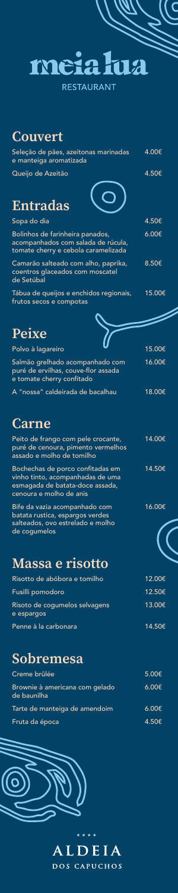# meia lua

RESTAURANT

## Couvert

| | |
|---|---|
| Seleção de pães, azeitonas marinadas e manteiga aromatizada | 4.00€ |
| Queijo de Azeitão | 4.50€ |

## Entradas

| | |
|---|---|
| Sopa do dia | 4.50€ |
| Bolinhos de farinheira panados, acompanhados com salada de rúcula, tomate cherry e cebola caramelizada | 6.00€ |
| Camarão salteado com alho, paprika, coentros glaceados com moscatel de Setúbal | 8.50€ |
| Tábua de queijos e enchidos regionais, frutos secos e compotas | 15.00€ |

## Peixe

| | |
|---|---|
| Polvo à lagareiro | 15.00€ |
| Salmão grelhado acompanhado com puré de ervilhas, couve-flor assada e tomate cherry confitado | 16.00€ |
| A "nossa" caldeirada de bacalhau | 18.00€ |

## Carne

| | |
|---|---|
| Peito de frango com pele crocante, puré de cenoura, pimento vermelhos assado e molho de tomilho | 14.00€ |
| Bochechas de porco confitadas em vinho tinto, acompanhadas de uma esmagada de batata-doce assada, cenoura e molho de anis | 14.50€ |
| Bife da vazia acompanhado com batata rustica, espargos verdes salteados, ovo estrelado e molho de cogumelos | 16.00€ |

## Massa e risotto

| | |
|---|---|
| Risotto de abóbora e tomilho | 12.00€ |
| Fusilli pomodoro | 12.50€ |
| Risoto de cogumelos selvagens e espargos | 13.00€ |
| Penne à la carbonara | 14.50€ |

## Sobremesa

| | |
|---|---|
| Creme brûlée | 5.00€ |
| Brownie à americana com gelado de baunilha | 6.00€ |
| Tarte de manteiga de amendoim | 6.00€ |
| Fruta da época | 4.50€ |

\* \* \* \*

ALDEIA
DOS CAPUCHOS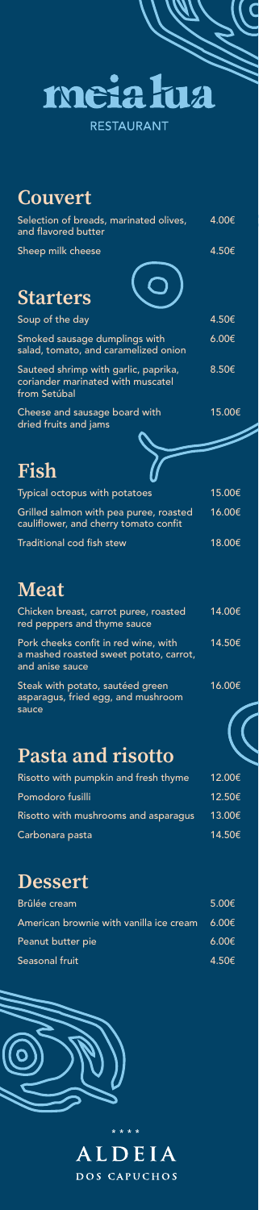# meia lua

RESTAURANT

## Couvert

| | |
|---|---|
| Selection of breads, marinated olives, and flavored butter | 4.00€ |
| Sheep milk cheese | 4.50€ |

## Starters

| | |
|---|---|
| Soup of the day | 4.50€ |
| Smoked sausage dumplings with salad, tomato, and caramelized onion | 6.00€ |
| Sauteed shrimp with garlic, paprika, coriander marinated with muscatel from Setúbal | 8.50€ |
| Cheese and sausage board with dried fruits and jams | 15.00€ |

## Fish

| | |
|---|---|
| Typical octopus with potatoes | 15.00€ |
| Grilled salmon with pea puree, roasted cauliflower, and cherry tomato confit | 16.00€ |
| Traditional cod fish stew | 18.00€ |

## Meat

| | |
|---|---|
| Chicken breast, carrot puree, roasted red peppers and thyme sauce | 14.00€ |
| Pork cheeks confit in red wine, with a mashed roasted sweet potato, carrot, and anise sauce | 14.50€ |
| Steak with potato, sautéed green asparagus, fried egg, and mushroom sauce | 16.00€ |

## Pasta and risotto

| | |
|---|---|
| Risotto with pumpkin and fresh thyme | 12.00€ |
| Pomodoro fusilli | 12.50€ |
| Risotto with mushrooms and asparagus | 13.00€ |
| Carbonara pasta | 14.50€ |

## Dessert

| | |
|---|---|
| Brûlée cream | 5.00€ |
| American brownie with vanilla ice cream | 6.00€ |
| Peanut butter pie | 6.00€ |
| Seasonal fruit | 4.50€ |

* * * *

ALDEIA

DOS CAPUCHOS